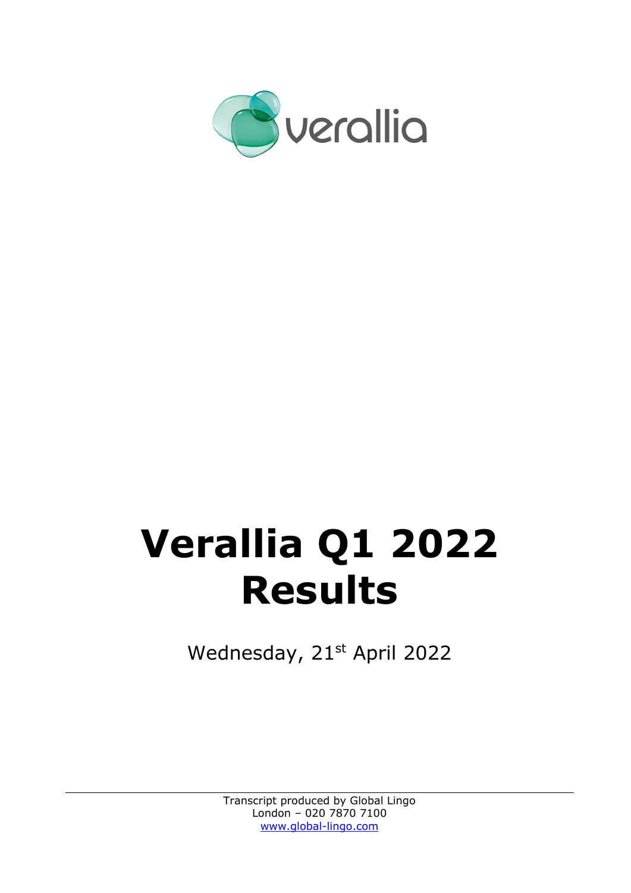verallia

# Verallia Q1 2022 Results

Wednesday, 21st April 2022

Transcript produced by Global Lingo
London – 020 7870 7100
www.global-lingo.com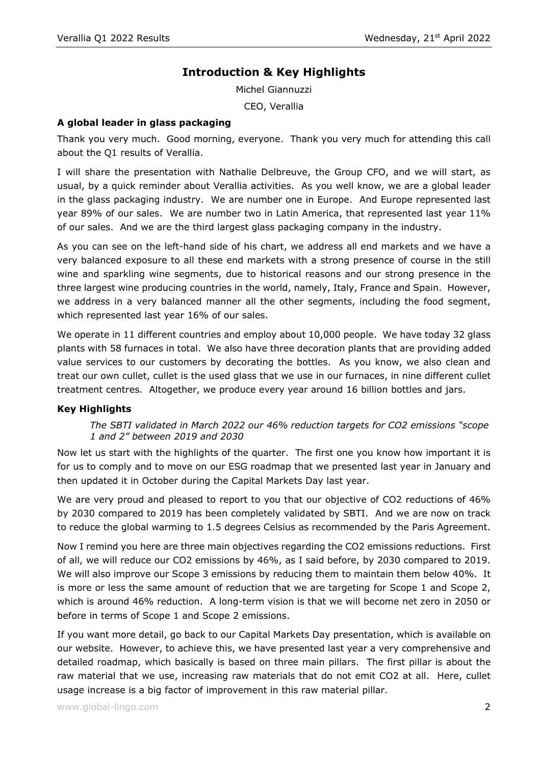# Introduction & Key Highlights

Michel Giannuzzi

CEO, Verallia

### A global leader in glass packaging

Thank you very much. Good morning, everyone. Thank you very much for attending this call about the Q1 results of Verallia.

I will share the presentation with Nathalie Delbreuve, the Group CFO, and we will start, as usual, by a quick reminder about Verallia activities. As you well know, we are a global leader in the glass packaging industry. We are number one in Europe. And Europe represented last year 89% of our sales. We are number two in Latin America, that represented last year 11% of our sales. And we are the third largest glass packaging company in the industry.

As you can see on the left-hand side of his chart, we address all end markets and we have a very balanced exposure to all these end markets with a strong presence of course in the still wine and sparkling wine segments, due to historical reasons and our strong presence in the three largest wine producing countries in the world, namely, Italy, France and Spain. However, we address in a very balanced manner all the other segments, including the food segment, which represented last year 16% of our sales.

We operate in 11 different countries and employ about 10,000 people. We have today 32 glass plants with 58 furnaces in total. We also have three decoration plants that are providing added value services to our customers by decorating the bottles. As you know, we also clean and treat our own cullet, cullet is the used glass that we use in our furnaces, in nine different cullet treatment centres. Altogether, we produce every year around 16 billion bottles and jars.

### Key Highlights

*The SBTI validated in March 2022 our 46% reduction targets for CO2 emissions "scope 1 and 2" between 2019 and 2030*

Now let us start with the highlights of the quarter. The first one you know how important it is for us to comply and to move on our ESG roadmap that we presented last year in January and then updated it in October during the Capital Markets Day last year.

We are very proud and pleased to report to you that our objective of CO2 reductions of 46% by 2030 compared to 2019 has been completely validated by SBTI. And we are now on track to reduce the global warming to 1.5 degrees Celsius as recommended by the Paris Agreement.

Now I remind you here are three main objectives regarding the CO2 emissions reductions. First of all, we will reduce our CO2 emissions by 46%, as I said before, by 2030 compared to 2019. We will also improve our Scope 3 emissions by reducing them to maintain them below 40%. It is more or less the same amount of reduction that we are targeting for Scope 1 and Scope 2, which is around 46% reduction. A long-term vision is that we will become net zero in 2050 or before in terms of Scope 1 and Scope 2 emissions.

If you want more detail, go back to our Capital Markets Day presentation, which is available on our website. However, to achieve this, we have presented last year a very comprehensive and detailed roadmap, which basically is based on three main pillars. The first pillar is about the raw material that we use, increasing raw materials that do not emit CO2 at all. Here, cullet usage increase is a big factor of improvement in this raw material pillar.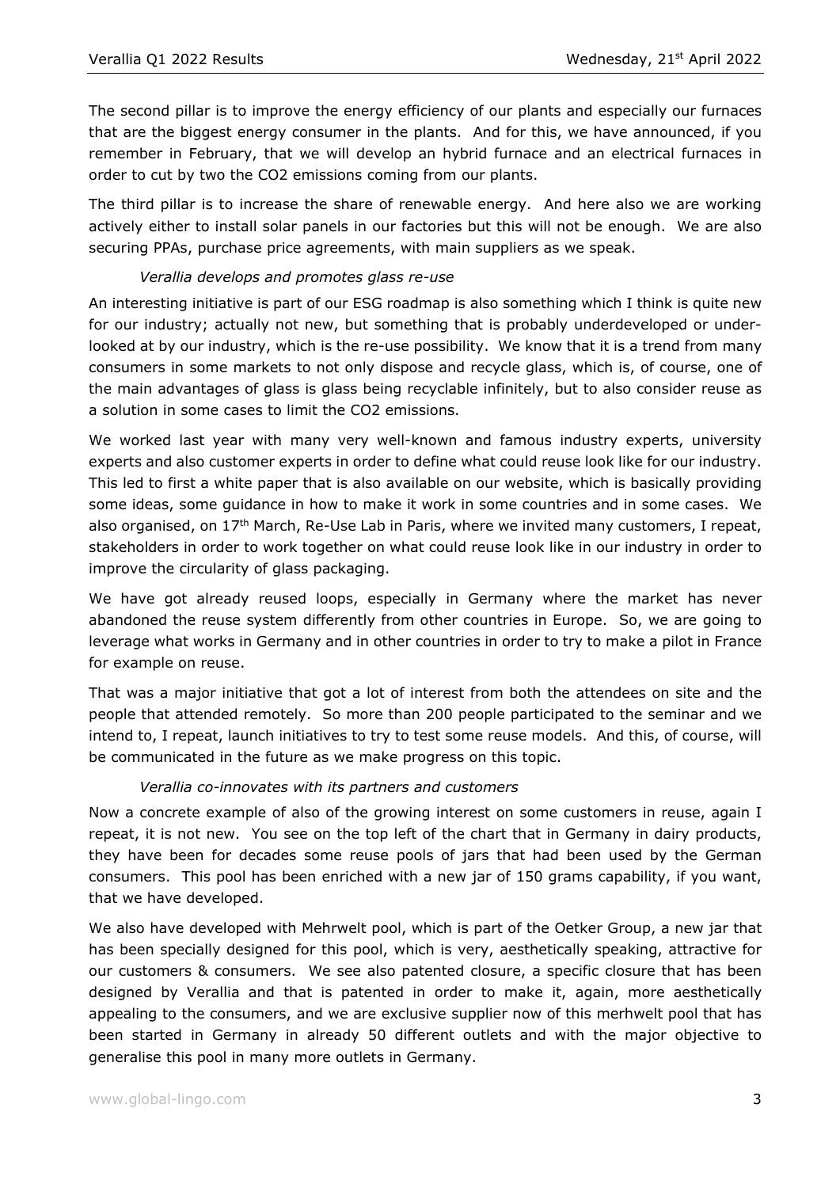The second pillar is to improve the energy efficiency of our plants and especially our furnaces that are the biggest energy consumer in the plants. And for this, we have announced, if you remember in February, that we will develop an hybrid furnace and an electrical furnaces in order to cut by two the CO2 emissions coming from our plants.

The third pillar is to increase the share of renewable energy. And here also we are working actively either to install solar panels in our factories but this will not be enough. We are also securing PPAs, purchase price agreements, with main suppliers as we speak.

*Verallia develops and promotes glass re-use*

An interesting initiative is part of our ESG roadmap is also something which I think is quite new for our industry; actually not new, but something that is probably underdeveloped or under-looked at by our industry, which is the re-use possibility. We know that it is a trend from many consumers in some markets to not only dispose and recycle glass, which is, of course, one of the main advantages of glass is glass being recyclable infinitely, but to also consider reuse as a solution in some cases to limit the CO2 emissions.

We worked last year with many very well-known and famous industry experts, university experts and also customer experts in order to define what could reuse look like for our industry. This led to first a white paper that is also available on our website, which is basically providing some ideas, some guidance in how to make it work in some countries and in some cases. We also organised, on 17th March, Re-Use Lab in Paris, where we invited many customers, I repeat, stakeholders in order to work together on what could reuse look like in our industry in order to improve the circularity of glass packaging.

We have got already reused loops, especially in Germany where the market has never abandoned the reuse system differently from other countries in Europe. So, we are going to leverage what works in Germany and in other countries in order to try to make a pilot in France for example on reuse.

That was a major initiative that got a lot of interest from both the attendees on site and the people that attended remotely. So more than 200 people participated to the seminar and we intend to, I repeat, launch initiatives to try to test some reuse models. And this, of course, will be communicated in the future as we make progress on this topic.

*Verallia co-innovates with its partners and customers*

Now a concrete example of also of the growing interest on some customers in reuse, again I repeat, it is not new. You see on the top left of the chart that in Germany in dairy products, they have been for decades some reuse pools of jars that had been used by the German consumers. This pool has been enriched with a new jar of 150 grams capability, if you want, that we have developed.

We also have developed with Mehrwelt pool, which is part of the Oetker Group, a new jar that has been specially designed for this pool, which is very, aesthetically speaking, attractive for our customers & consumers. We see also patented closure, a specific closure that has been designed by Verallia and that is patented in order to make it, again, more aesthetically appealing to the consumers, and we are exclusive supplier now of this merhwelt pool that has been started in Germany in already 50 different outlets and with the major objective to generalise this pool in many more outlets in Germany.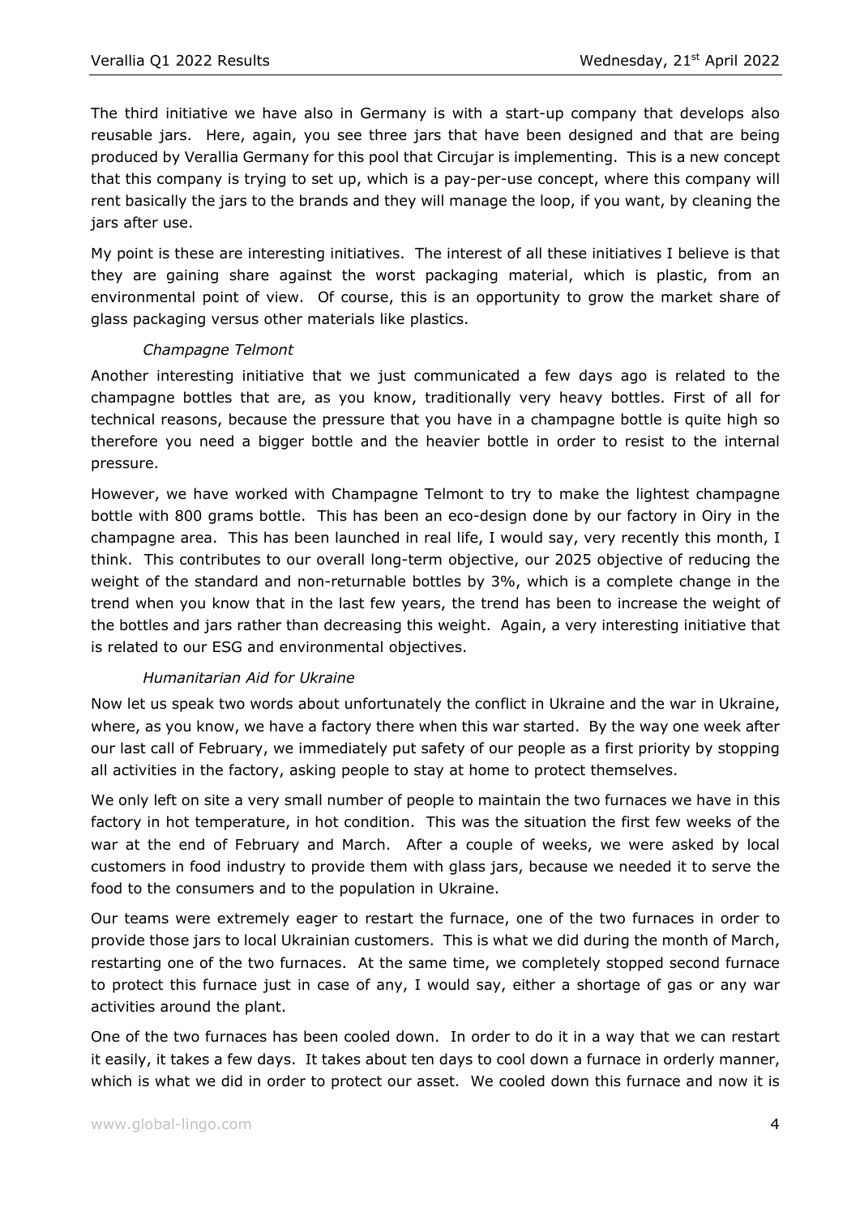The third initiative we have also in Germany is with a start-up company that develops also reusable jars. Here, again, you see three jars that have been designed and that are being produced by Verallia Germany for this pool that Circujar is implementing. This is a new concept that this company is trying to set up, which is a pay-per-use concept, where this company will rent basically the jars to the brands and they will manage the loop, if you want, by cleaning the jars after use.

My point is these are interesting initiatives. The interest of all these initiatives I believe is that they are gaining share against the worst packaging material, which is plastic, from an environmental point of view. Of course, this is an opportunity to grow the market share of glass packaging versus other materials like plastics.

*Champagne Telmont*

Another interesting initiative that we just communicated a few days ago is related to the champagne bottles that are, as you know, traditionally very heavy bottles. First of all for technical reasons, because the pressure that you have in a champagne bottle is quite high so therefore you need a bigger bottle and the heavier bottle in order to resist to the internal pressure.

However, we have worked with Champagne Telmont to try to make the lightest champagne bottle with 800 grams bottle. This has been an eco-design done by our factory in Oiry in the champagne area. This has been launched in real life, I would say, very recently this month, I think. This contributes to our overall long-term objective, our 2025 objective of reducing the weight of the standard and non-returnable bottles by 3%, which is a complete change in the trend when you know that in the last few years, the trend has been to increase the weight of the bottles and jars rather than decreasing this weight. Again, a very interesting initiative that is related to our ESG and environmental objectives.

*Humanitarian Aid for Ukraine*

Now let us speak two words about unfortunately the conflict in Ukraine and the war in Ukraine, where, as you know, we have a factory there when this war started. By the way one week after our last call of February, we immediately put safety of our people as a first priority by stopping all activities in the factory, asking people to stay at home to protect themselves.

We only left on site a very small number of people to maintain the two furnaces we have in this factory in hot temperature, in hot condition. This was the situation the first few weeks of the war at the end of February and March. After a couple of weeks, we were asked by local customers in food industry to provide them with glass jars, because we needed it to serve the food to the consumers and to the population in Ukraine.

Our teams were extremely eager to restart the furnace, one of the two furnaces in order to provide those jars to local Ukrainian customers. This is what we did during the month of March, restarting one of the two furnaces. At the same time, we completely stopped second furnace to protect this furnace just in case of any, I would say, either a shortage of gas or any war activities around the plant.

One of the two furnaces has been cooled down. In order to do it in a way that we can restart it easily, it takes a few days. It takes about ten days to cool down a furnace in orderly manner, which is what we did in order to protect our asset. We cooled down this furnace and now it is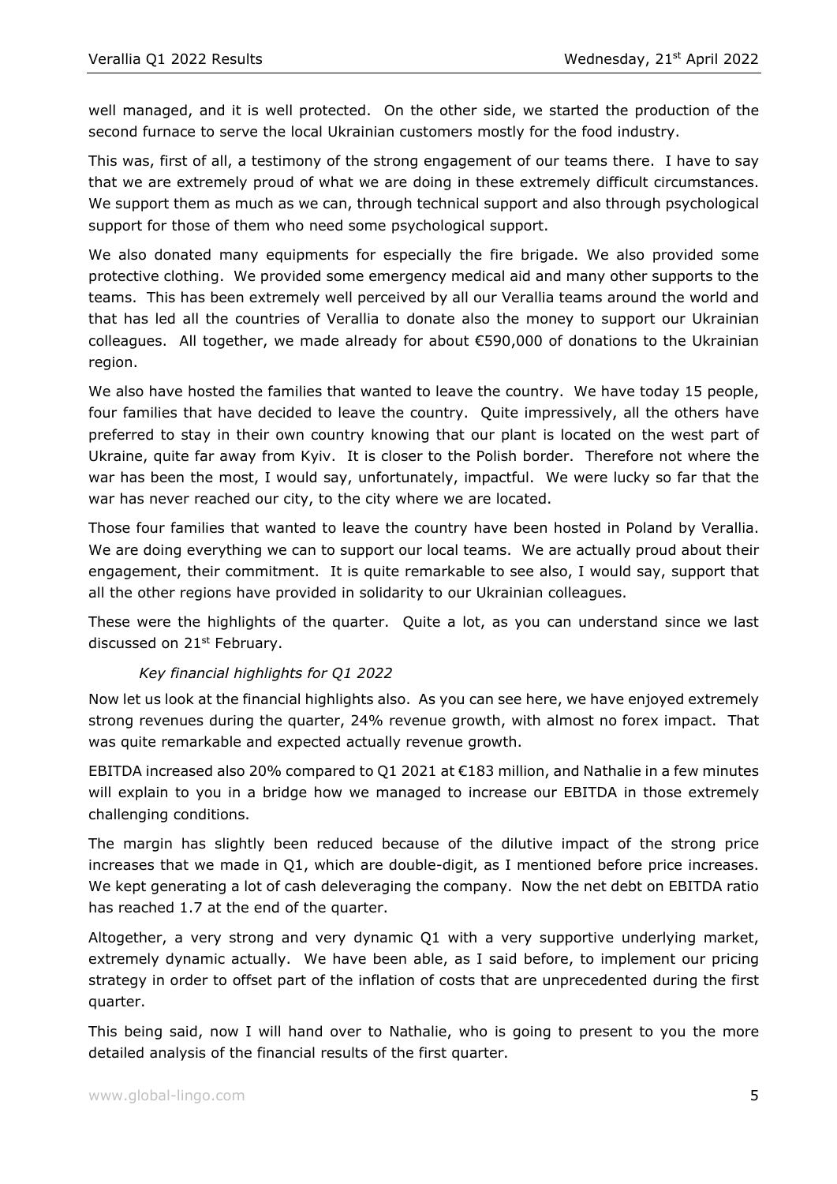well managed, and it is well protected. On the other side, we started the production of the second furnace to serve the local Ukrainian customers mostly for the food industry.

This was, first of all, a testimony of the strong engagement of our teams there. I have to say that we are extremely proud of what we are doing in these extremely difficult circumstances. We support them as much as we can, through technical support and also through psychological support for those of them who need some psychological support.

We also donated many equipments for especially the fire brigade. We also provided some protective clothing. We provided some emergency medical aid and many other supports to the teams. This has been extremely well perceived by all our Verallia teams around the world and that has led all the countries of Verallia to donate also the money to support our Ukrainian colleagues. All together, we made already for about €590,000 of donations to the Ukrainian region.

We also have hosted the families that wanted to leave the country. We have today 15 people, four families that have decided to leave the country. Quite impressively, all the others have preferred to stay in their own country knowing that our plant is located on the west part of Ukraine, quite far away from Kyiv. It is closer to the Polish border. Therefore not where the war has been the most, I would say, unfortunately, impactful. We were lucky so far that the war has never reached our city, to the city where we are located.

Those four families that wanted to leave the country have been hosted in Poland by Verallia. We are doing everything we can to support our local teams. We are actually proud about their engagement, their commitment. It is quite remarkable to see also, I would say, support that all the other regions have provided in solidarity to our Ukrainian colleagues.

These were the highlights of the quarter. Quite a lot, as you can understand since we last discussed on 21st February.

*Key financial highlights for Q1 2022*

Now let us look at the financial highlights also. As you can see here, we have enjoyed extremely strong revenues during the quarter, 24% revenue growth, with almost no forex impact. That was quite remarkable and expected actually revenue growth.

EBITDA increased also 20% compared to Q1 2021 at €183 million, and Nathalie in a few minutes will explain to you in a bridge how we managed to increase our EBITDA in those extremely challenging conditions.

The margin has slightly been reduced because of the dilutive impact of the strong price increases that we made in Q1, which are double-digit, as I mentioned before price increases. We kept generating a lot of cash deleveraging the company. Now the net debt on EBITDA ratio has reached 1.7 at the end of the quarter.

Altogether, a very strong and very dynamic Q1 with a very supportive underlying market, extremely dynamic actually. We have been able, as I said before, to implement our pricing strategy in order to offset part of the inflation of costs that are unprecedented during the first quarter.

This being said, now I will hand over to Nathalie, who is going to present to you the more detailed analysis of the financial results of the first quarter.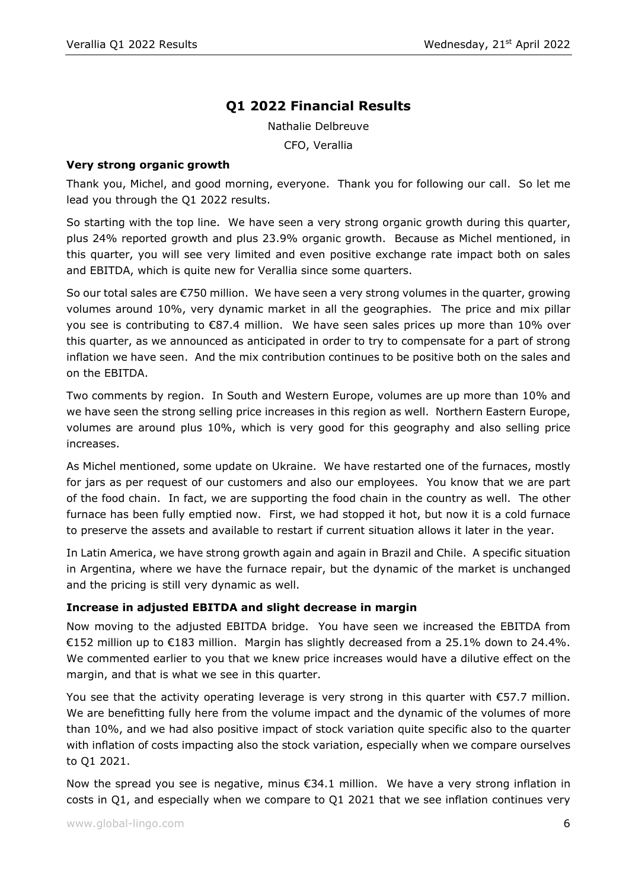# Q1 2022 Financial Results

Nathalie Delbreuve

CFO, Verallia

### Very strong organic growth

Thank you, Michel, and good morning, everyone. Thank you for following our call. So let me lead you through the Q1 2022 results.

So starting with the top line. We have seen a very strong organic growth during this quarter, plus 24% reported growth and plus 23.9% organic growth. Because as Michel mentioned, in this quarter, you will see very limited and even positive exchange rate impact both on sales and EBITDA, which is quite new for Verallia since some quarters.

So our total sales are €750 million. We have seen a very strong volumes in the quarter, growing volumes around 10%, very dynamic market in all the geographies. The price and mix pillar you see is contributing to €87.4 million. We have seen sales prices up more than 10% over this quarter, as we announced as anticipated in order to try to compensate for a part of strong inflation we have seen. And the mix contribution continues to be positive both on the sales and on the EBITDA.

Two comments by region. In South and Western Europe, volumes are up more than 10% and we have seen the strong selling price increases in this region as well. Northern Eastern Europe, volumes are around plus 10%, which is very good for this geography and also selling price increases.

As Michel mentioned, some update on Ukraine. We have restarted one of the furnaces, mostly for jars as per request of our customers and also our employees. You know that we are part of the food chain. In fact, we are supporting the food chain in the country as well. The other furnace has been fully emptied now. First, we had stopped it hot, but now it is a cold furnace to preserve the assets and available to restart if current situation allows it later in the year.

In Latin America, we have strong growth again and again in Brazil and Chile. A specific situation in Argentina, where we have the furnace repair, but the dynamic of the market is unchanged and the pricing is still very dynamic as well.

### Increase in adjusted EBITDA and slight decrease in margin

Now moving to the adjusted EBITDA bridge. You have seen we increased the EBITDA from €152 million up to €183 million. Margin has slightly decreased from a 25.1% down to 24.4%. We commented earlier to you that we knew price increases would have a dilutive effect on the margin, and that is what we see in this quarter.

You see that the activity operating leverage is very strong in this quarter with €57.7 million. We are benefitting fully here from the volume impact and the dynamic of the volumes of more than 10%, and we had also positive impact of stock variation quite specific also to the quarter with inflation of costs impacting also the stock variation, especially when we compare ourselves to Q1 2021.

Now the spread you see is negative, minus €34.1 million. We have a very strong inflation in costs in Q1, and especially when we compare to Q1 2021 that we see inflation continues very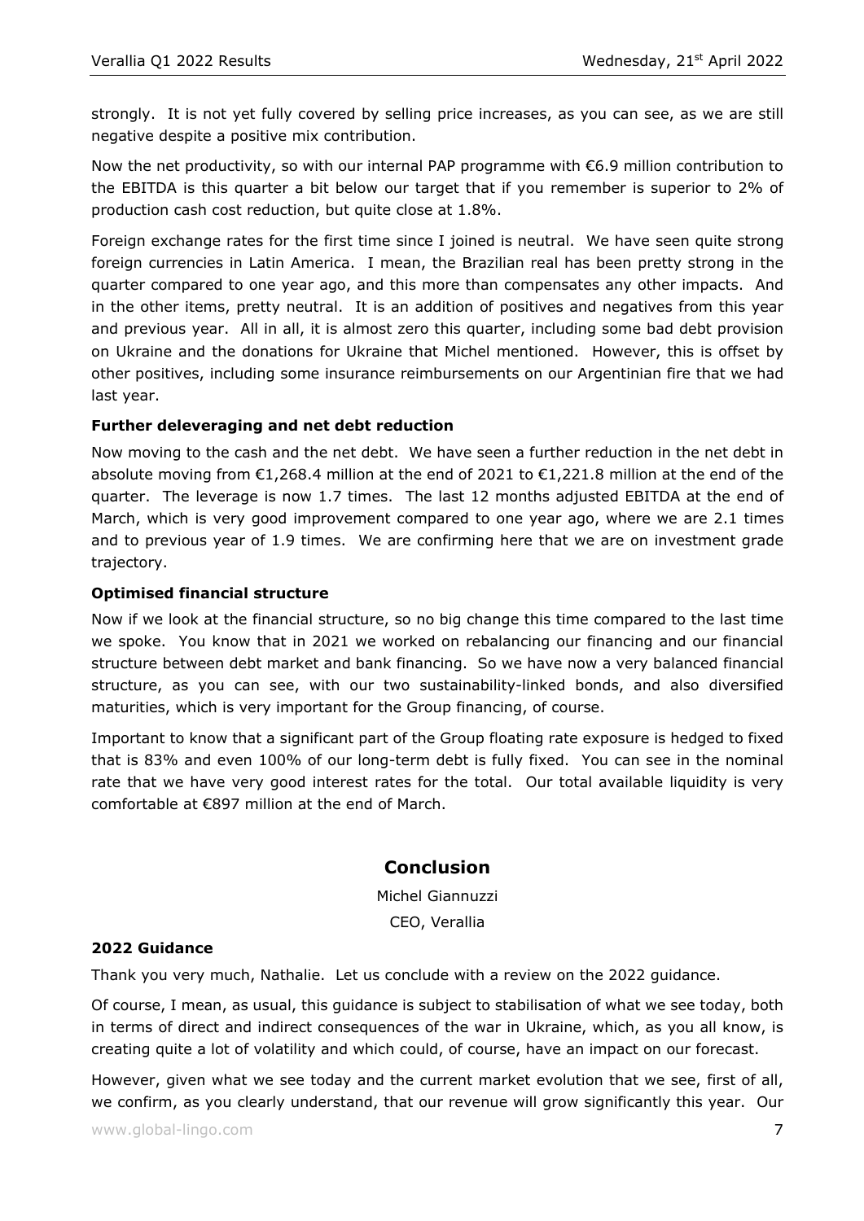strongly. It is not yet fully covered by selling price increases, as you can see, as we are still negative despite a positive mix contribution.

Now the net productivity, so with our internal PAP programme with €6.9 million contribution to the EBITDA is this quarter a bit below our target that if you remember is superior to 2% of production cash cost reduction, but quite close at 1.8%.

Foreign exchange rates for the first time since I joined is neutral. We have seen quite strong foreign currencies in Latin America. I mean, the Brazilian real has been pretty strong in the quarter compared to one year ago, and this more than compensates any other impacts. And in the other items, pretty neutral. It is an addition of positives and negatives from this year and previous year. All in all, it is almost zero this quarter, including some bad debt provision on Ukraine and the donations for Ukraine that Michel mentioned. However, this is offset by other positives, including some insurance reimbursements on our Argentinian fire that we had last year.

**Further deleveraging and net debt reduction**

Now moving to the cash and the net debt. We have seen a further reduction in the net debt in absolute moving from €1,268.4 million at the end of 2021 to €1,221.8 million at the end of the quarter. The leverage is now 1.7 times. The last 12 months adjusted EBITDA at the end of March, which is very good improvement compared to one year ago, where we are 2.1 times and to previous year of 1.9 times. We are confirming here that we are on investment grade trajectory.

**Optimised financial structure**

Now if we look at the financial structure, so no big change this time compared to the last time we spoke. You know that in 2021 we worked on rebalancing our financing and our financial structure between debt market and bank financing. So we have now a very balanced financial structure, as you can see, with our two sustainability-linked bonds, and also diversified maturities, which is very important for the Group financing, of course.

Important to know that a significant part of the Group floating rate exposure is hedged to fixed that is 83% and even 100% of our long-term debt is fully fixed. You can see in the nominal rate that we have very good interest rates for the total. Our total available liquidity is very comfortable at €897 million at the end of March.

## Conclusion

Michel Giannuzzi

CEO, Verallia

**2022 Guidance**

Thank you very much, Nathalie. Let us conclude with a review on the 2022 guidance.

Of course, I mean, as usual, this guidance is subject to stabilisation of what we see today, both in terms of direct and indirect consequences of the war in Ukraine, which, as you all know, is creating quite a lot of volatility and which could, of course, have an impact on our forecast.

However, given what we see today and the current market evolution that we see, first of all, we confirm, as you clearly understand, that our revenue will grow significantly this year. Our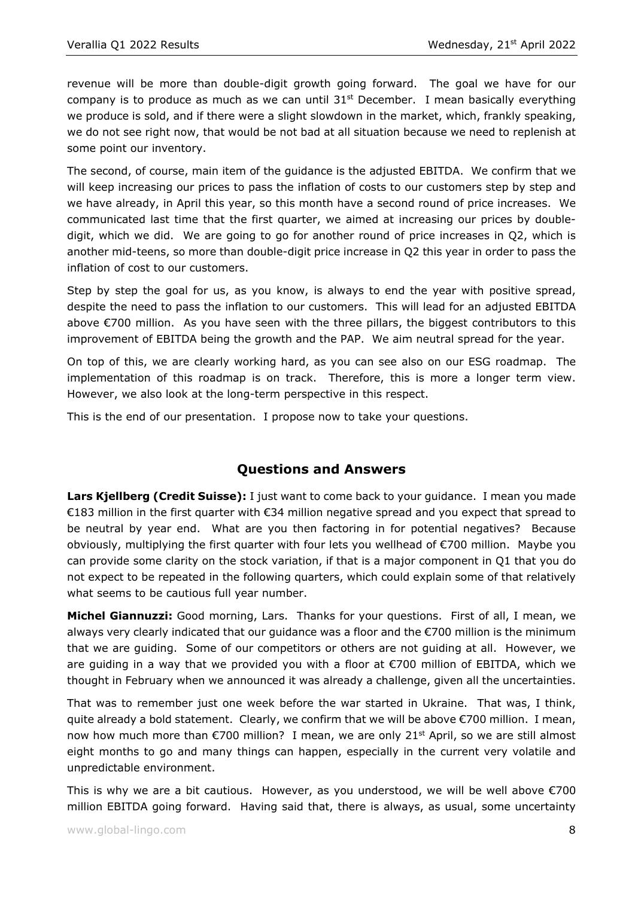revenue will be more than double-digit growth going forward. The goal we have for our company is to produce as much as we can until 31st December. I mean basically everything we produce is sold, and if there were a slight slowdown in the market, which, frankly speaking, we do not see right now, that would be not bad at all situation because we need to replenish at some point our inventory.

The second, of course, main item of the guidance is the adjusted EBITDA. We confirm that we will keep increasing our prices to pass the inflation of costs to our customers step by step and we have already, in April this year, so this month have a second round of price increases. We communicated last time that the first quarter, we aimed at increasing our prices by double-digit, which we did. We are going to go for another round of price increases in Q2, which is another mid-teens, so more than double-digit price increase in Q2 this year in order to pass the inflation of cost to our customers.

Step by step the goal for us, as you know, is always to end the year with positive spread, despite the need to pass the inflation to our customers. This will lead for an adjusted EBITDA above €700 million. As you have seen with the three pillars, the biggest contributors to this improvement of EBITDA being the growth and the PAP. We aim neutral spread for the year.

On top of this, we are clearly working hard, as you can see also on our ESG roadmap. The implementation of this roadmap is on track. Therefore, this is more a longer term view. However, we also look at the long-term perspective in this respect.

This is the end of our presentation. I propose now to take your questions.

## Questions and Answers

**Lars Kjellberg (Credit Suisse):** I just want to come back to your guidance. I mean you made €183 million in the first quarter with €34 million negative spread and you expect that spread to be neutral by year end. What are you then factoring in for potential negatives? Because obviously, multiplying the first quarter with four lets you wellhead of €700 million. Maybe you can provide some clarity on the stock variation, if that is a major component in Q1 that you do not expect to be repeated in the following quarters, which could explain some of that relatively what seems to be cautious full year number.

**Michel Giannuzzi:** Good morning, Lars. Thanks for your questions. First of all, I mean, we always very clearly indicated that our guidance was a floor and the €700 million is the minimum that we are guiding. Some of our competitors or others are not guiding at all. However, we are guiding in a way that we provided you with a floor at €700 million of EBITDA, which we thought in February when we announced it was already a challenge, given all the uncertainties.

That was to remember just one week before the war started in Ukraine. That was, I think, quite already a bold statement. Clearly, we confirm that we will be above €700 million. I mean, now how much more than €700 million? I mean, we are only 21st April, so we are still almost eight months to go and many things can happen, especially in the current very volatile and unpredictable environment.

This is why we are a bit cautious. However, as you understood, we will be well above €700 million EBITDA going forward. Having said that, there is always, as usual, some uncertainty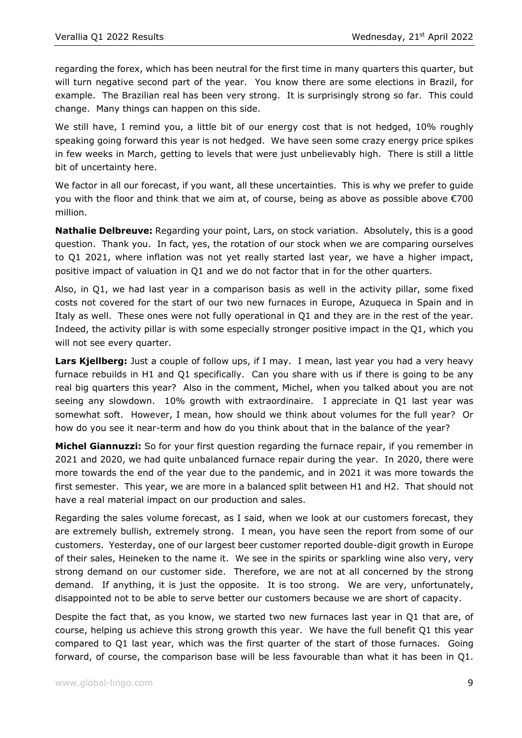regarding the forex, which has been neutral for the first time in many quarters this quarter, but will turn negative second part of the year. You know there are some elections in Brazil, for example. The Brazilian real has been very strong. It is surprisingly strong so far. This could change. Many things can happen on this side.

We still have, I remind you, a little bit of our energy cost that is not hedged, 10% roughly speaking going forward this year is not hedged. We have seen some crazy energy price spikes in few weeks in March, getting to levels that were just unbelievably high. There is still a little bit of uncertainty here.

We factor in all our forecast, if you want, all these uncertainties. This is why we prefer to guide you with the floor and think that we aim at, of course, being as above as possible above €700 million.

**Nathalie Delbreuve:** Regarding your point, Lars, on stock variation. Absolutely, this is a good question. Thank you. In fact, yes, the rotation of our stock when we are comparing ourselves to Q1 2021, where inflation was not yet really started last year, we have a higher impact, positive impact of valuation in Q1 and we do not factor that in for the other quarters.

Also, in Q1, we had last year in a comparison basis as well in the activity pillar, some fixed costs not covered for the start of our two new furnaces in Europe, Azuqueca in Spain and in Italy as well. These ones were not fully operational in Q1 and they are in the rest of the year. Indeed, the activity pillar is with some especially stronger positive impact in the Q1, which you will not see every quarter.

**Lars Kjellberg:** Just a couple of follow ups, if I may. I mean, last year you had a very heavy furnace rebuilds in H1 and Q1 specifically. Can you share with us if there is going to be any real big quarters this year? Also in the comment, Michel, when you talked about you are not seeing any slowdown. 10% growth with extraordinaire. I appreciate in Q1 last year was somewhat soft. However, I mean, how should we think about volumes for the full year? Or how do you see it near-term and how do you think about that in the balance of the year?

**Michel Giannuzzi:** So for your first question regarding the furnace repair, if you remember in 2021 and 2020, we had quite unbalanced furnace repair during the year. In 2020, there were more towards the end of the year due to the pandemic, and in 2021 it was more towards the first semester. This year, we are more in a balanced split between H1 and H2. That should not have a real material impact on our production and sales.

Regarding the sales volume forecast, as I said, when we look at our customers forecast, they are extremely bullish, extremely strong. I mean, you have seen the report from some of our customers. Yesterday, one of our largest beer customer reported double-digit growth in Europe of their sales, Heineken to the name it. We see in the spirits or sparkling wine also very, very strong demand on our customer side. Therefore, we are not at all concerned by the strong demand. If anything, it is just the opposite. It is too strong. We are very, unfortunately, disappointed not to be able to serve better our customers because we are short of capacity.

Despite the fact that, as you know, we started two new furnaces last year in Q1 that are, of course, helping us achieve this strong growth this year. We have the full benefit Q1 this year compared to Q1 last year, which was the first quarter of the start of those furnaces. Going forward, of course, the comparison base will be less favourable than what it has been in Q1.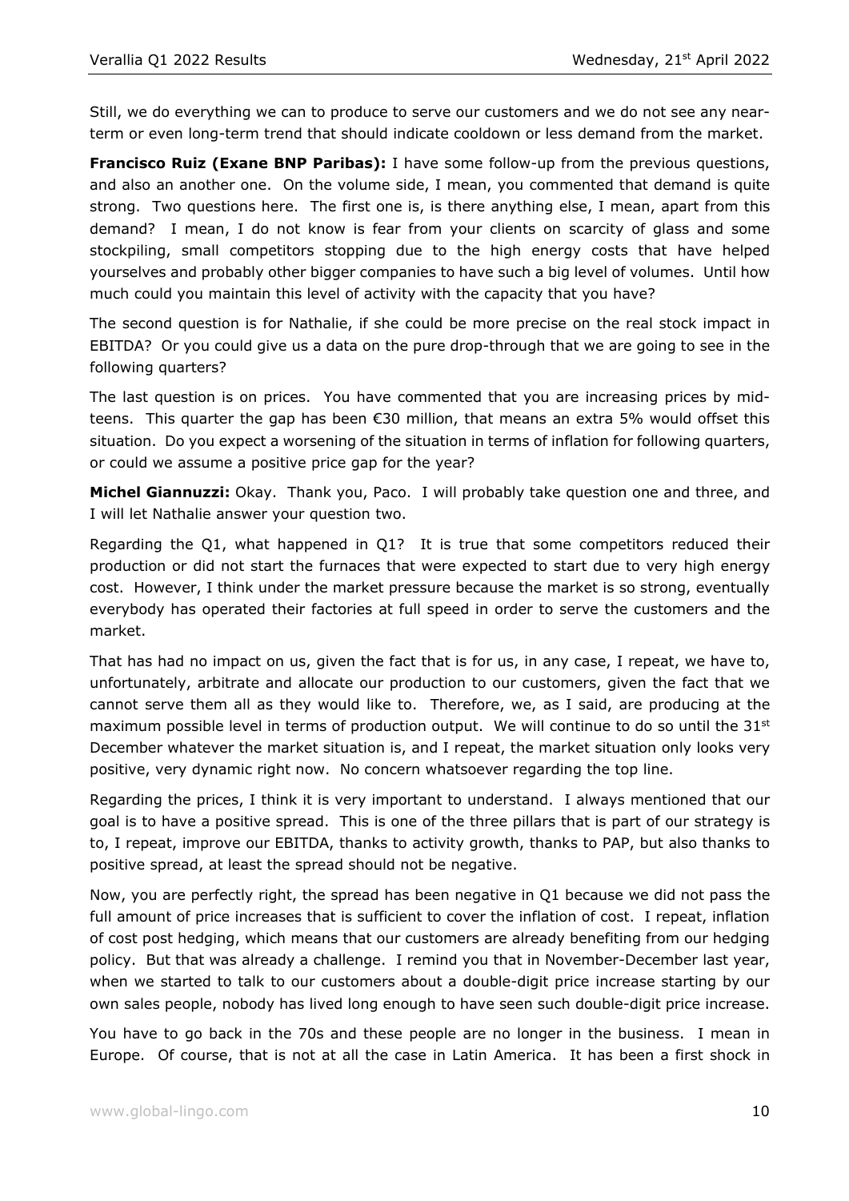Still, we do everything we can to produce to serve our customers and we do not see any near-term or even long-term trend that should indicate cooldown or less demand from the market.

**Francisco Ruiz (Exane BNP Paribas):** I have some follow-up from the previous questions, and also an another one. On the volume side, I mean, you commented that demand is quite strong. Two questions here. The first one is, is there anything else, I mean, apart from this demand? I mean, I do not know is fear from your clients on scarcity of glass and some stockpiling, small competitors stopping due to the high energy costs that have helped yourselves and probably other bigger companies to have such a big level of volumes. Until how much could you maintain this level of activity with the capacity that you have?

The second question is for Nathalie, if she could be more precise on the real stock impact in EBITDA? Or you could give us a data on the pure drop-through that we are going to see in the following quarters?

The last question is on prices. You have commented that you are increasing prices by mid-teens. This quarter the gap has been €30 million, that means an extra 5% would offset this situation. Do you expect a worsening of the situation in terms of inflation for following quarters, or could we assume a positive price gap for the year?

**Michel Giannuzzi:** Okay. Thank you, Paco. I will probably take question one and three, and I will let Nathalie answer your question two.

Regarding the Q1, what happened in Q1? It is true that some competitors reduced their production or did not start the furnaces that were expected to start due to very high energy cost. However, I think under the market pressure because the market is so strong, eventually everybody has operated their factories at full speed in order to serve the customers and the market.

That has had no impact on us, given the fact that is for us, in any case, I repeat, we have to, unfortunately, arbitrate and allocate our production to our customers, given the fact that we cannot serve them all as they would like to. Therefore, we, as I said, are producing at the maximum possible level in terms of production output. We will continue to do so until the 31st December whatever the market situation is, and I repeat, the market situation only looks very positive, very dynamic right now. No concern whatsoever regarding the top line.

Regarding the prices, I think it is very important to understand. I always mentioned that our goal is to have a positive spread. This is one of the three pillars that is part of our strategy is to, I repeat, improve our EBITDA, thanks to activity growth, thanks to PAP, but also thanks to positive spread, at least the spread should not be negative.

Now, you are perfectly right, the spread has been negative in Q1 because we did not pass the full amount of price increases that is sufficient to cover the inflation of cost. I repeat, inflation of cost post hedging, which means that our customers are already benefiting from our hedging policy. But that was already a challenge. I remind you that in November-December last year, when we started to talk to our customers about a double-digit price increase starting by our own sales people, nobody has lived long enough to have seen such double-digit price increase.

You have to go back in the 70s and these people are no longer in the business. I mean in Europe. Of course, that is not at all the case in Latin America. It has been a first shock in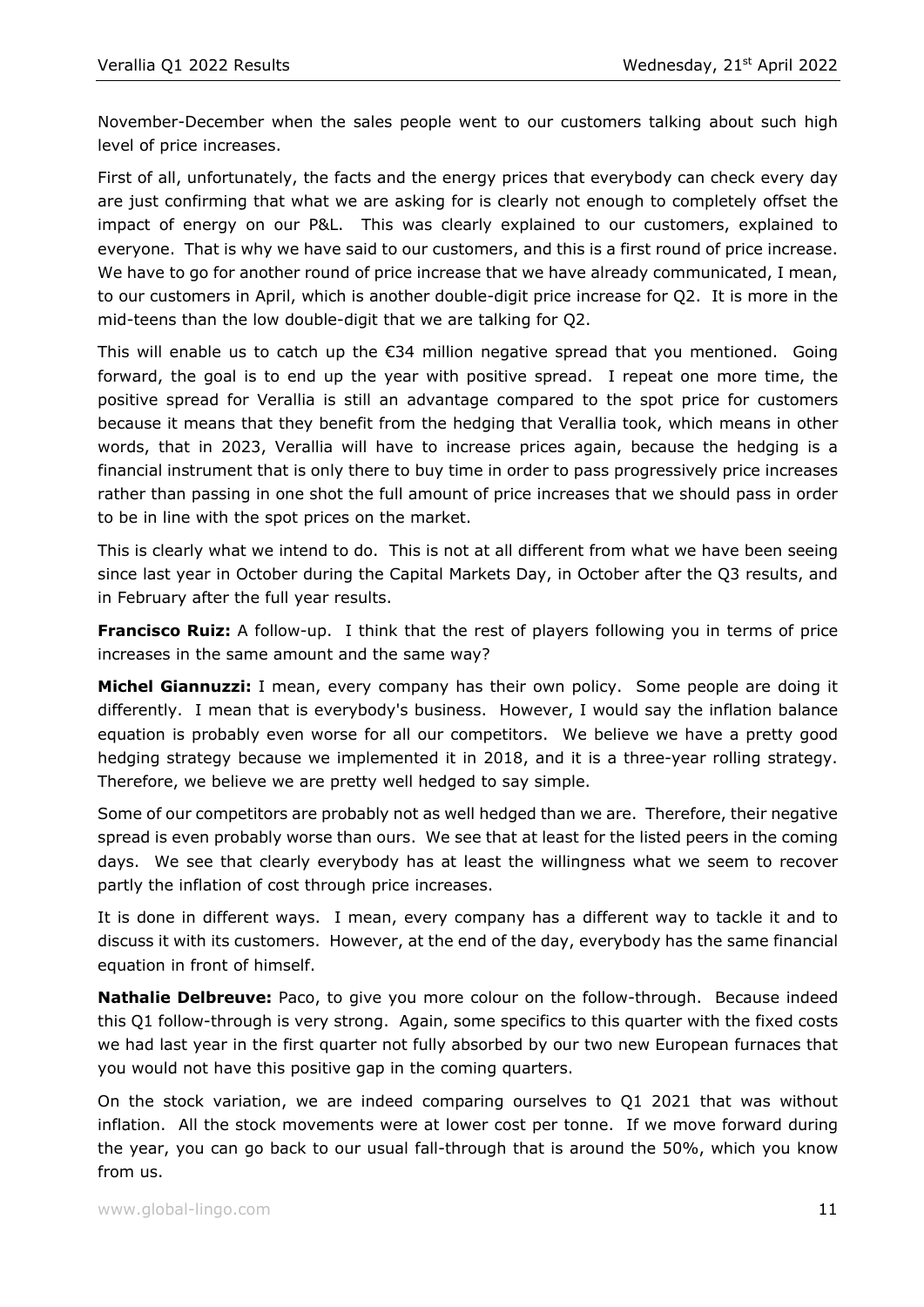November-December when the sales people went to our customers talking about such high level of price increases.

First of all, unfortunately, the facts and the energy prices that everybody can check every day are just confirming that what we are asking for is clearly not enough to completely offset the impact of energy on our P&L. This was clearly explained to our customers, explained to everyone. That is why we have said to our customers, and this is a first round of price increase. We have to go for another round of price increase that we have already communicated, I mean, to our customers in April, which is another double-digit price increase for Q2. It is more in the mid-teens than the low double-digit that we are talking for Q2.

This will enable us to catch up the €34 million negative spread that you mentioned. Going forward, the goal is to end up the year with positive spread. I repeat one more time, the positive spread for Verallia is still an advantage compared to the spot price for customers because it means that they benefit from the hedging that Verallia took, which means in other words, that in 2023, Verallia will have to increase prices again, because the hedging is a financial instrument that is only there to buy time in order to pass progressively price increases rather than passing in one shot the full amount of price increases that we should pass in order to be in line with the spot prices on the market.

This is clearly what we intend to do. This is not at all different from what we have been seeing since last year in October during the Capital Markets Day, in October after the Q3 results, and in February after the full year results.

**Francisco Ruiz:** A follow-up. I think that the rest of players following you in terms of price increases in the same amount and the same way?

**Michel Giannuzzi:** I mean, every company has their own policy. Some people are doing it differently. I mean that is everybody's business. However, I would say the inflation balance equation is probably even worse for all our competitors. We believe we have a pretty good hedging strategy because we implemented it in 2018, and it is a three-year rolling strategy. Therefore, we believe we are pretty well hedged to say simple.

Some of our competitors are probably not as well hedged than we are. Therefore, their negative spread is even probably worse than ours. We see that at least for the listed peers in the coming days. We see that clearly everybody has at least the willingness what we seem to recover partly the inflation of cost through price increases.

It is done in different ways. I mean, every company has a different way to tackle it and to discuss it with its customers. However, at the end of the day, everybody has the same financial equation in front of himself.

**Nathalie Delbreuve:** Paco, to give you more colour on the follow-through. Because indeed this Q1 follow-through is very strong. Again, some specifics to this quarter with the fixed costs we had last year in the first quarter not fully absorbed by our two new European furnaces that you would not have this positive gap in the coming quarters.

On the stock variation, we are indeed comparing ourselves to Q1 2021 that was without inflation. All the stock movements were at lower cost per tonne. If we move forward during the year, you can go back to our usual fall-through that is around the 50%, which you know from us.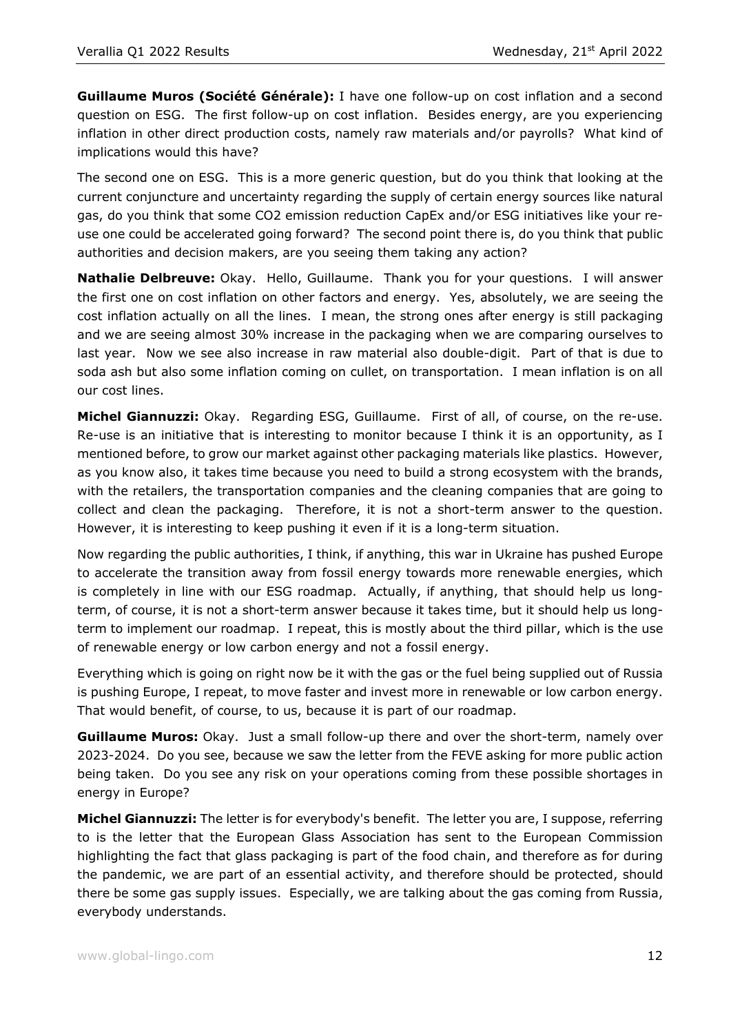**Guillaume Muros (Société Générale):** I have one follow-up on cost inflation and a second question on ESG. The first follow-up on cost inflation. Besides energy, are you experiencing inflation in other direct production costs, namely raw materials and/or payrolls? What kind of implications would this have?

The second one on ESG. This is a more generic question, but do you think that looking at the current conjuncture and uncertainty regarding the supply of certain energy sources like natural gas, do you think that some CO2 emission reduction CapEx and/or ESG initiatives like your re-use one could be accelerated going forward? The second point there is, do you think that public authorities and decision makers, are you seeing them taking any action?

**Nathalie Delbreuve:** Okay. Hello, Guillaume. Thank you for your questions. I will answer the first one on cost inflation on other factors and energy. Yes, absolutely, we are seeing the cost inflation actually on all the lines. I mean, the strong ones after energy is still packaging and we are seeing almost 30% increase in the packaging when we are comparing ourselves to last year. Now we see also increase in raw material also double-digit. Part of that is due to soda ash but also some inflation coming on cullet, on transportation. I mean inflation is on all our cost lines.

**Michel Giannuzzi:** Okay. Regarding ESG, Guillaume. First of all, of course, on the re-use. Re-use is an initiative that is interesting to monitor because I think it is an opportunity, as I mentioned before, to grow our market against other packaging materials like plastics. However, as you know also, it takes time because you need to build a strong ecosystem with the brands, with the retailers, the transportation companies and the cleaning companies that are going to collect and clean the packaging. Therefore, it is not a short-term answer to the question. However, it is interesting to keep pushing it even if it is a long-term situation.

Now regarding the public authorities, I think, if anything, this war in Ukraine has pushed Europe to accelerate the transition away from fossil energy towards more renewable energies, which is completely in line with our ESG roadmap. Actually, if anything, that should help us long-term, of course, it is not a short-term answer because it takes time, but it should help us long-term to implement our roadmap. I repeat, this is mostly about the third pillar, which is the use of renewable energy or low carbon energy and not a fossil energy.

Everything which is going on right now be it with the gas or the fuel being supplied out of Russia is pushing Europe, I repeat, to move faster and invest more in renewable or low carbon energy. That would benefit, of course, to us, because it is part of our roadmap.

**Guillaume Muros:** Okay. Just a small follow-up there and over the short-term, namely over 2023-2024. Do you see, because we saw the letter from the FEVE asking for more public action being taken. Do you see any risk on your operations coming from these possible shortages in energy in Europe?

**Michel Giannuzzi:** The letter is for everybody's benefit. The letter you are, I suppose, referring to is the letter that the European Glass Association has sent to the European Commission highlighting the fact that glass packaging is part of the food chain, and therefore as for during the pandemic, we are part of an essential activity, and therefore should be protected, should there be some gas supply issues. Especially, we are talking about the gas coming from Russia, everybody understands.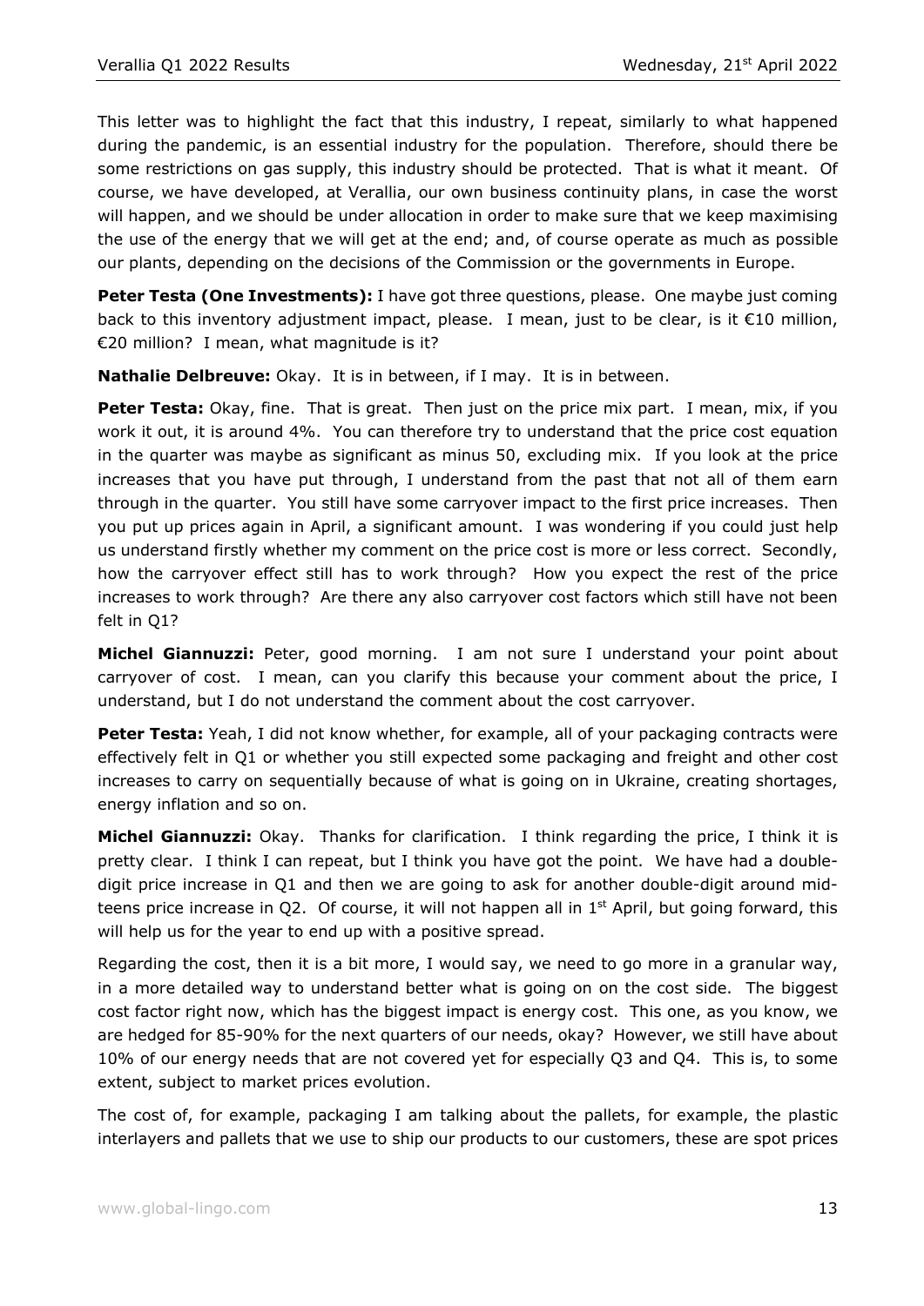This letter was to highlight the fact that this industry, I repeat, similarly to what happened during the pandemic, is an essential industry for the population. Therefore, should there be some restrictions on gas supply, this industry should be protected. That is what it meant. Of course, we have developed, at Verallia, our own business continuity plans, in case the worst will happen, and we should be under allocation in order to make sure that we keep maximising the use of the energy that we will get at the end; and, of course operate as much as possible our plants, depending on the decisions of the Commission or the governments in Europe.

**Peter Testa (One Investments):** I have got three questions, please. One maybe just coming back to this inventory adjustment impact, please. I mean, just to be clear, is it €10 million, €20 million? I mean, what magnitude is it?

**Nathalie Delbreuve:** Okay. It is in between, if I may. It is in between.

**Peter Testa:** Okay, fine. That is great. Then just on the price mix part. I mean, mix, if you work it out, it is around 4%. You can therefore try to understand that the price cost equation in the quarter was maybe as significant as minus 50, excluding mix. If you look at the price increases that you have put through, I understand from the past that not all of them earn through in the quarter. You still have some carryover impact to the first price increases. Then you put up prices again in April, a significant amount. I was wondering if you could just help us understand firstly whether my comment on the price cost is more or less correct. Secondly, how the carryover effect still has to work through? How you expect the rest of the price increases to work through? Are there any also carryover cost factors which still have not been felt in Q1?

**Michel Giannuzzi:** Peter, good morning. I am not sure I understand your point about carryover of cost. I mean, can you clarify this because your comment about the price, I understand, but I do not understand the comment about the cost carryover.

**Peter Testa:** Yeah, I did not know whether, for example, all of your packaging contracts were effectively felt in Q1 or whether you still expected some packaging and freight and other cost increases to carry on sequentially because of what is going on in Ukraine, creating shortages, energy inflation and so on.

**Michel Giannuzzi:** Okay. Thanks for clarification. I think regarding the price, I think it is pretty clear. I think I can repeat, but I think you have got the point. We have had a double-digit price increase in Q1 and then we are going to ask for another double-digit around mid-teens price increase in Q2. Of course, it will not happen all in 1st April, but going forward, this will help us for the year to end up with a positive spread.

Regarding the cost, then it is a bit more, I would say, we need to go more in a granular way, in a more detailed way to understand better what is going on on the cost side. The biggest cost factor right now, which has the biggest impact is energy cost. This one, as you know, we are hedged for 85-90% for the next quarters of our needs, okay? However, we still have about 10% of our energy needs that are not covered yet for especially Q3 and Q4. This is, to some extent, subject to market prices evolution.

The cost of, for example, packaging I am talking about the pallets, for example, the plastic interlayers and pallets that we use to ship our products to our customers, these are spot prices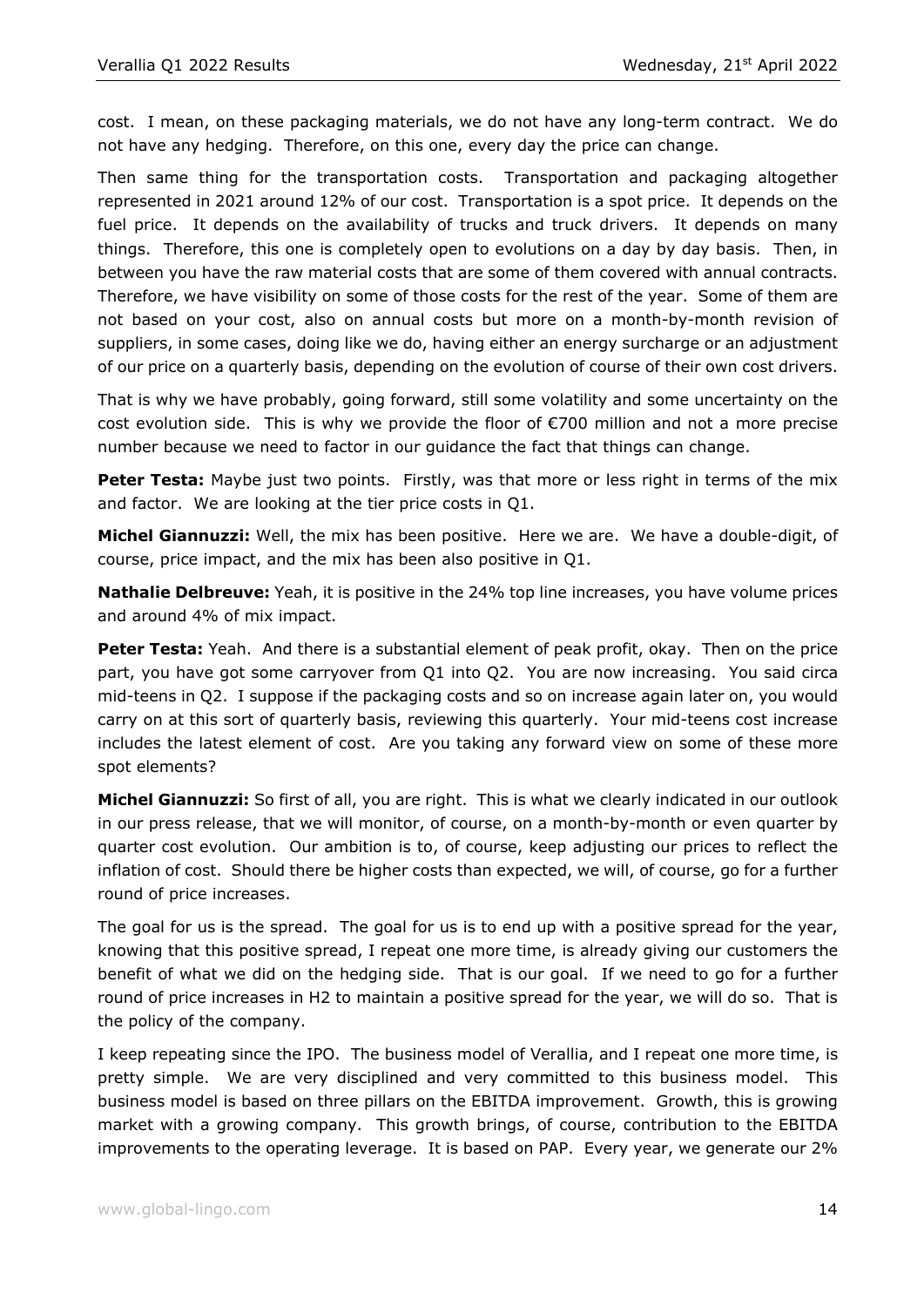cost. I mean, on these packaging materials, we do not have any long-term contract. We do not have any hedging. Therefore, on this one, every day the price can change.

Then same thing for the transportation costs. Transportation and packaging altogether represented in 2021 around 12% of our cost. Transportation is a spot price. It depends on the fuel price. It depends on the availability of trucks and truck drivers. It depends on many things. Therefore, this one is completely open to evolutions on a day by day basis. Then, in between you have the raw material costs that are some of them covered with annual contracts. Therefore, we have visibility on some of those costs for the rest of the year. Some of them are not based on your cost, also on annual costs but more on a month-by-month revision of suppliers, in some cases, doing like we do, having either an energy surcharge or an adjustment of our price on a quarterly basis, depending on the evolution of course of their own cost drivers.

That is why we have probably, going forward, still some volatility and some uncertainty on the cost evolution side. This is why we provide the floor of €700 million and not a more precise number because we need to factor in our guidance the fact that things can change.

**Peter Testa:** Maybe just two points. Firstly, was that more or less right in terms of the mix and factor. We are looking at the tier price costs in Q1.

**Michel Giannuzzi:** Well, the mix has been positive. Here we are. We have a double-digit, of course, price impact, and the mix has been also positive in Q1.

**Nathalie Delbreuve:** Yeah, it is positive in the 24% top line increases, you have volume prices and around 4% of mix impact.

**Peter Testa:** Yeah. And there is a substantial element of peak profit, okay. Then on the price part, you have got some carryover from Q1 into Q2. You are now increasing. You said circa mid-teens in Q2. I suppose if the packaging costs and so on increase again later on, you would carry on at this sort of quarterly basis, reviewing this quarterly. Your mid-teens cost increase includes the latest element of cost. Are you taking any forward view on some of these more spot elements?

**Michel Giannuzzi:** So first of all, you are right. This is what we clearly indicated in our outlook in our press release, that we will monitor, of course, on a month-by-month or even quarter by quarter cost evolution. Our ambition is to, of course, keep adjusting our prices to reflect the inflation of cost. Should there be higher costs than expected, we will, of course, go for a further round of price increases.

The goal for us is the spread. The goal for us is to end up with a positive spread for the year, knowing that this positive spread, I repeat one more time, is already giving our customers the benefit of what we did on the hedging side. That is our goal. If we need to go for a further round of price increases in H2 to maintain a positive spread for the year, we will do so. That is the policy of the company.

I keep repeating since the IPO. The business model of Verallia, and I repeat one more time, is pretty simple. We are very disciplined and very committed to this business model. This business model is based on three pillars on the EBITDA improvement. Growth, this is growing market with a growing company. This growth brings, of course, contribution to the EBITDA improvements to the operating leverage. It is based on PAP. Every year, we generate our 2%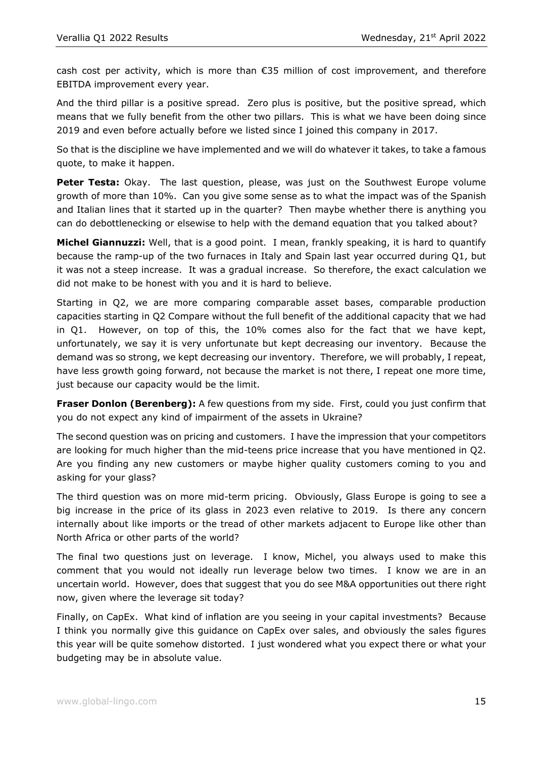cash cost per activity, which is more than €35 million of cost improvement, and therefore EBITDA improvement every year.

And the third pillar is a positive spread. Zero plus is positive, but the positive spread, which means that we fully benefit from the other two pillars. This is what we have been doing since 2019 and even before actually before we listed since I joined this company in 2017.

So that is the discipline we have implemented and we will do whatever it takes, to take a famous quote, to make it happen.

**Peter Testa:** Okay. The last question, please, was just on the Southwest Europe volume growth of more than 10%. Can you give some sense as to what the impact was of the Spanish and Italian lines that it started up in the quarter? Then maybe whether there is anything you can do debottlenecking or elsewise to help with the demand equation that you talked about?

**Michel Giannuzzi:** Well, that is a good point. I mean, frankly speaking, it is hard to quantify because the ramp-up of the two furnaces in Italy and Spain last year occurred during Q1, but it was not a steep increase. It was a gradual increase. So therefore, the exact calculation we did not make to be honest with you and it is hard to believe.

Starting in Q2, we are more comparing comparable asset bases, comparable production capacities starting in Q2 Compare without the full benefit of the additional capacity that we had in Q1. However, on top of this, the 10% comes also for the fact that we have kept, unfortunately, we say it is very unfortunate but kept decreasing our inventory. Because the demand was so strong, we kept decreasing our inventory. Therefore, we will probably, I repeat, have less growth going forward, not because the market is not there, I repeat one more time, just because our capacity would be the limit.

**Fraser Donlon (Berenberg):** A few questions from my side. First, could you just confirm that you do not expect any kind of impairment of the assets in Ukraine?

The second question was on pricing and customers. I have the impression that your competitors are looking for much higher than the mid-teens price increase that you have mentioned in Q2. Are you finding any new customers or maybe higher quality customers coming to you and asking for your glass?

The third question was on more mid-term pricing. Obviously, Glass Europe is going to see a big increase in the price of its glass in 2023 even relative to 2019. Is there any concern internally about like imports or the tread of other markets adjacent to Europe like other than North Africa or other parts of the world?

The final two questions just on leverage. I know, Michel, you always used to make this comment that you would not ideally run leverage below two times. I know we are in an uncertain world. However, does that suggest that you do see M&A opportunities out there right now, given where the leverage sit today?

Finally, on CapEx. What kind of inflation are you seeing in your capital investments? Because I think you normally give this guidance on CapEx over sales, and obviously the sales figures this year will be quite somehow distorted. I just wondered what you expect there or what your budgeting may be in absolute value.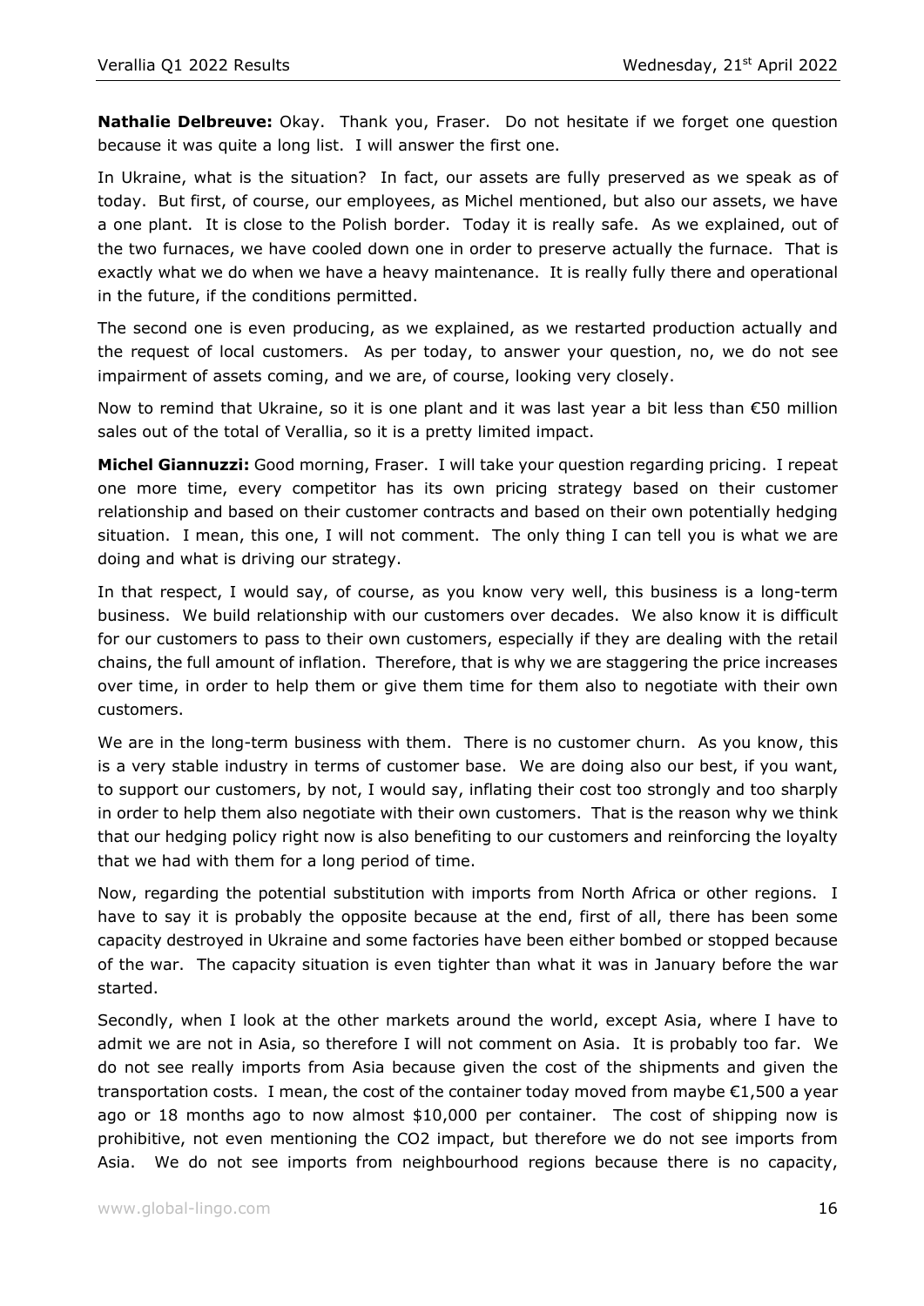**Nathalie Delbreuve:** Okay. Thank you, Fraser. Do not hesitate if we forget one question because it was quite a long list. I will answer the first one.

In Ukraine, what is the situation? In fact, our assets are fully preserved as we speak as of today. But first, of course, our employees, as Michel mentioned, but also our assets, we have a one plant. It is close to the Polish border. Today it is really safe. As we explained, out of the two furnaces, we have cooled down one in order to preserve actually the furnace. That is exactly what we do when we have a heavy maintenance. It is really fully there and operational in the future, if the conditions permitted.

The second one is even producing, as we explained, as we restarted production actually and the request of local customers. As per today, to answer your question, no, we do not see impairment of assets coming, and we are, of course, looking very closely.

Now to remind that Ukraine, so it is one plant and it was last year a bit less than €50 million sales out of the total of Verallia, so it is a pretty limited impact.

**Michel Giannuzzi:** Good morning, Fraser. I will take your question regarding pricing. I repeat one more time, every competitor has its own pricing strategy based on their customer relationship and based on their customer contracts and based on their own potentially hedging situation. I mean, this one, I will not comment. The only thing I can tell you is what we are doing and what is driving our strategy.

In that respect, I would say, of course, as you know very well, this business is a long-term business. We build relationship with our customers over decades. We also know it is difficult for our customers to pass to their own customers, especially if they are dealing with the retail chains, the full amount of inflation. Therefore, that is why we are staggering the price increases over time, in order to help them or give them time for them also to negotiate with their own customers.

We are in the long-term business with them. There is no customer churn. As you know, this is a very stable industry in terms of customer base. We are doing also our best, if you want, to support our customers, by not, I would say, inflating their cost too strongly and too sharply in order to help them also negotiate with their own customers. That is the reason why we think that our hedging policy right now is also benefiting to our customers and reinforcing the loyalty that we had with them for a long period of time.

Now, regarding the potential substitution with imports from North Africa or other regions. I have to say it is probably the opposite because at the end, first of all, there has been some capacity destroyed in Ukraine and some factories have been either bombed or stopped because of the war. The capacity situation is even tighter than what it was in January before the war started.

Secondly, when I look at the other markets around the world, except Asia, where I have to admit we are not in Asia, so therefore I will not comment on Asia. It is probably too far. We do not see really imports from Asia because given the cost of the shipments and given the transportation costs. I mean, the cost of the container today moved from maybe €1,500 a year ago or 18 months ago to now almost $10,000 per container. The cost of shipping now is prohibitive, not even mentioning the $CO_2$ impact, but therefore we do not see imports from Asia. We do not see imports from neighbourhood regions because there is no capacity,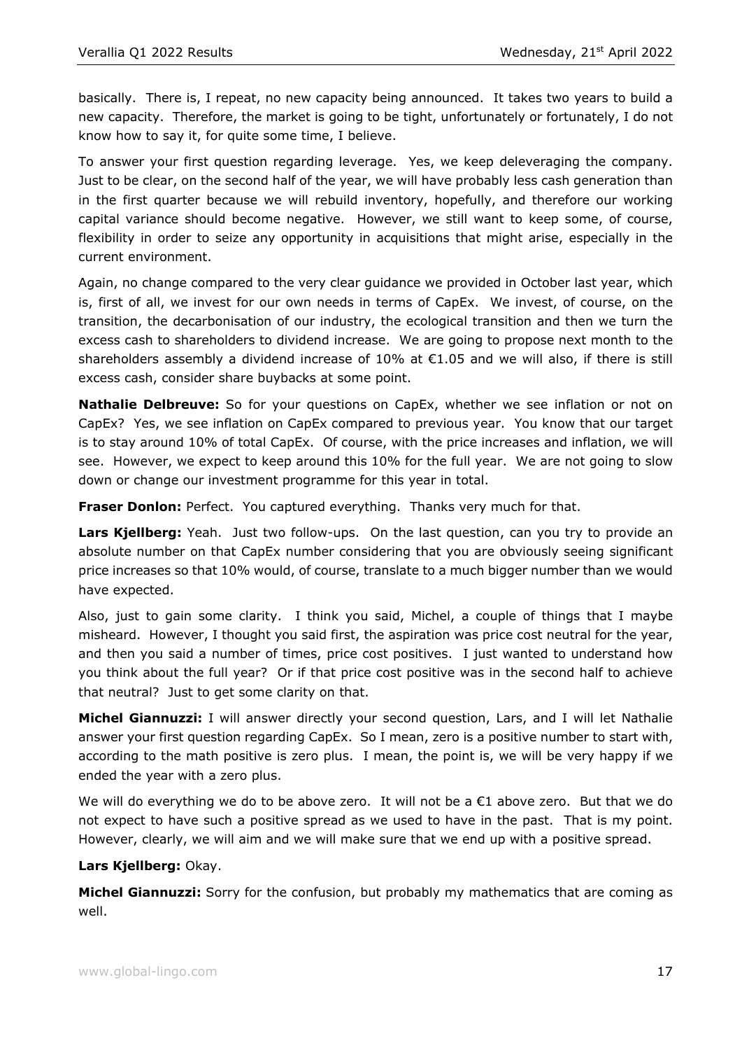basically. There is, I repeat, no new capacity being announced. It takes two years to build a new capacity. Therefore, the market is going to be tight, unfortunately or fortunately, I do not know how to say it, for quite some time, I believe.

To answer your first question regarding leverage. Yes, we keep deleveraging the company. Just to be clear, on the second half of the year, we will have probably less cash generation than in the first quarter because we will rebuild inventory, hopefully, and therefore our working capital variance should become negative. However, we still want to keep some, of course, flexibility in order to seize any opportunity in acquisitions that might arise, especially in the current environment.

Again, no change compared to the very clear guidance we provided in October last year, which is, first of all, we invest for our own needs in terms of CapEx. We invest, of course, on the transition, the decarbonisation of our industry, the ecological transition and then we turn the excess cash to shareholders to dividend increase. We are going to propose next month to the shareholders assembly a dividend increase of 10% at €1.05 and we will also, if there is still excess cash, consider share buybacks at some point.

**Nathalie Delbreuve:** So for your questions on CapEx, whether we see inflation or not on CapEx? Yes, we see inflation on CapEx compared to previous year. You know that our target is to stay around 10% of total CapEx. Of course, with the price increases and inflation, we will see. However, we expect to keep around this 10% for the full year. We are not going to slow down or change our investment programme for this year in total.

**Fraser Donlon:** Perfect. You captured everything. Thanks very much for that.

**Lars Kjellberg:** Yeah. Just two follow-ups. On the last question, can you try to provide an absolute number on that CapEx number considering that you are obviously seeing significant price increases so that 10% would, of course, translate to a much bigger number than we would have expected.

Also, just to gain some clarity. I think you said, Michel, a couple of things that I maybe misheard. However, I thought you said first, the aspiration was price cost neutral for the year, and then you said a number of times, price cost positives. I just wanted to understand how you think about the full year? Or if that price cost positive was in the second half to achieve that neutral? Just to get some clarity on that.

**Michel Giannuzzi:** I will answer directly your second question, Lars, and I will let Nathalie answer your first question regarding CapEx. So I mean, zero is a positive number to start with, according to the math positive is zero plus. I mean, the point is, we will be very happy if we ended the year with a zero plus.

We will do everything we do to be above zero. It will not be a €1 above zero. But that we do not expect to have such a positive spread as we used to have in the past. That is my point. However, clearly, we will aim and we will make sure that we end up with a positive spread.

**Lars Kjellberg:** Okay.

**Michel Giannuzzi:** Sorry for the confusion, but probably my mathematics that are coming as well.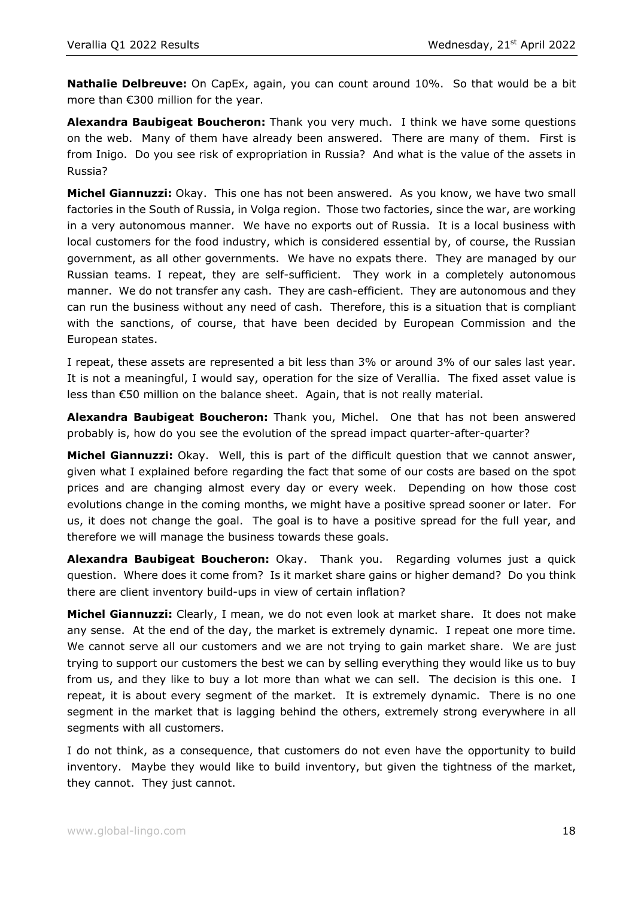**Nathalie Delbreuve:** On CapEx, again, you can count around 10%. So that would be a bit more than €300 million for the year.

**Alexandra Baubigeat Boucheron:** Thank you very much. I think we have some questions on the web. Many of them have already been answered. There are many of them. First is from Inigo. Do you see risk of expropriation in Russia? And what is the value of the assets in Russia?

**Michel Giannuzzi:** Okay. This one has not been answered. As you know, we have two small factories in the South of Russia, in Volga region. Those two factories, since the war, are working in a very autonomous manner. We have no exports out of Russia. It is a local business with local customers for the food industry, which is considered essential by, of course, the Russian government, as all other governments. We have no expats there. They are managed by our Russian teams. I repeat, they are self-sufficient. They work in a completely autonomous manner. We do not transfer any cash. They are cash-efficient. They are autonomous and they can run the business without any need of cash. Therefore, this is a situation that is compliant with the sanctions, of course, that have been decided by European Commission and the European states.

I repeat, these assets are represented a bit less than 3% or around 3% of our sales last year. It is not a meaningful, I would say, operation for the size of Verallia. The fixed asset value is less than €50 million on the balance sheet. Again, that is not really material.

**Alexandra Baubigeat Boucheron:** Thank you, Michel. One that has not been answered probably is, how do you see the evolution of the spread impact quarter-after-quarter?

**Michel Giannuzzi:** Okay. Well, this is part of the difficult question that we cannot answer, given what I explained before regarding the fact that some of our costs are based on the spot prices and are changing almost every day or every week. Depending on how those cost evolutions change in the coming months, we might have a positive spread sooner or later. For us, it does not change the goal. The goal is to have a positive spread for the full year, and therefore we will manage the business towards these goals.

**Alexandra Baubigeat Boucheron:** Okay. Thank you. Regarding volumes just a quick question. Where does it come from? Is it market share gains or higher demand? Do you think there are client inventory build-ups in view of certain inflation?

**Michel Giannuzzi:** Clearly, I mean, we do not even look at market share. It does not make any sense. At the end of the day, the market is extremely dynamic. I repeat one more time. We cannot serve all our customers and we are not trying to gain market share. We are just trying to support our customers the best we can by selling everything they would like us to buy from us, and they like to buy a lot more than what we can sell. The decision is this one. I repeat, it is about every segment of the market. It is extremely dynamic. There is no one segment in the market that is lagging behind the others, extremely strong everywhere in all segments with all customers.

I do not think, as a consequence, that customers do not even have the opportunity to build inventory. Maybe they would like to build inventory, but given the tightness of the market, they cannot. They just cannot.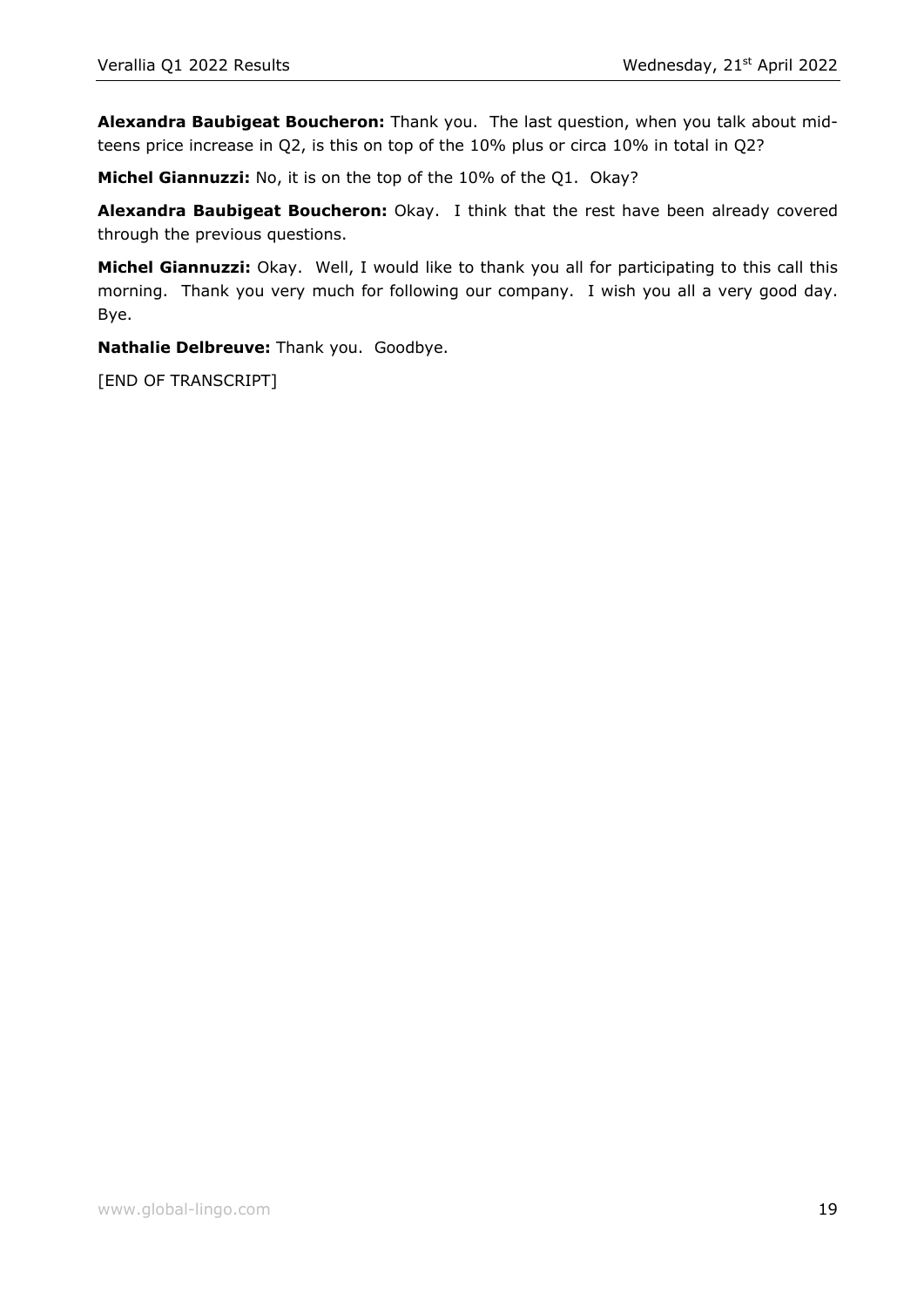**Alexandra Baubigeat Boucheron:** Thank you. The last question, when you talk about mid-teens price increase in Q2, is this on top of the 10% plus or circa 10% in total in Q2?

**Michel Giannuzzi:** No, it is on the top of the 10% of the Q1. Okay?

**Alexandra Baubigeat Boucheron:** Okay. I think that the rest have been already covered through the previous questions.

**Michel Giannuzzi:** Okay. Well, I would like to thank you all for participating to this call this morning. Thank you very much for following our company. I wish you all a very good day. Bye.

**Nathalie Delbreuve:** Thank you. Goodbye.

[END OF TRANSCRIPT]